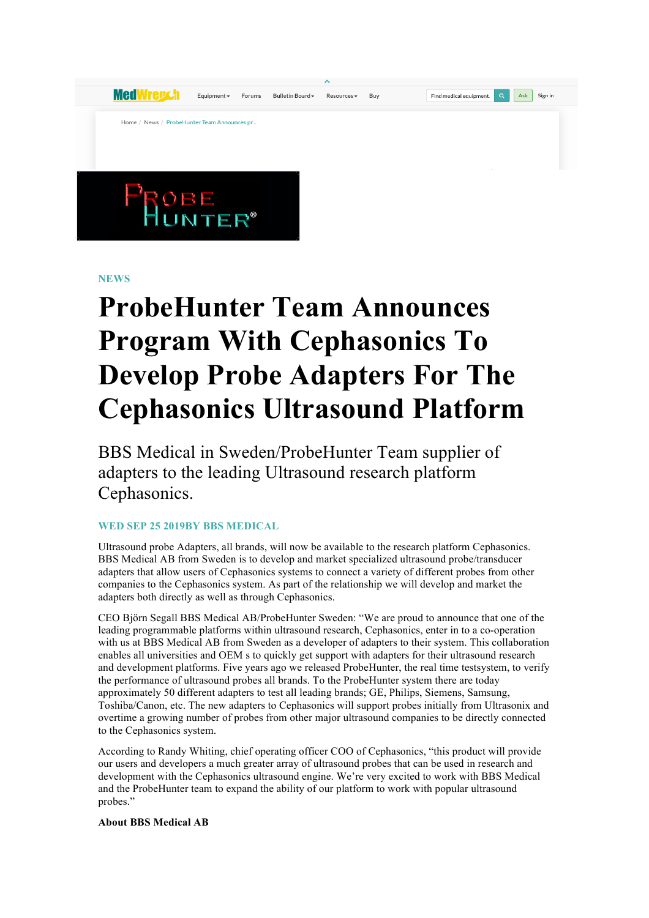Home / News / ProbeHunter Team Announces pr...

NEWS

# ProbeHunter Team Announces Program With Cephasonics To Develop Probe Adapters For The Cephasonics Ultrasound Platform

## BBS Medical in Sweden/ProbeHunter Team supplier of adapters to the leading Ultrasound research platform Cephasonics.

WED SEP 25 2019BY BBS MEDICAL

Ultrasound probe Adapters, all brands, will now be available to the research platform Cephasonics. BBS Medical AB from Sweden is to develop and market specialized ultrasound probe/transducer adapters that allow users of Cephasonics systems to connect a variety of different probes from other companies to the Cephasonics system. As part of the relationship we will develop and market the adapters both directly as well as through Cephasonics.

CEO Björn Segall BBS Medical AB/ProbeHunter Sweden: "We are proud to announce that one of the leading programmable platforms within ultrasound research, Cephasonics, enter in to a co-operation with us at BBS Medical AB from Sweden as a developer of adapters to their system. This collaboration enables all universities and OEM s to quickly get support with adapters for their ultrasound research and development platforms. Five years ago we released ProbeHunter, the real time testsystem, to verify the performance of ultrasound probes all brands. To the ProbeHunter system there are today approximately 50 different adapters to test all leading brands; GE, Philips, Siemens, Samsung, Toshiba/Canon, etc. The new adapters to Cephasonics will support probes initially from Ultrasonix and overtime a growing number of probes from other major ultrasound companies to be directly connected to the Cephasonics system.

According to Randy Whiting, chief operating officer COO of Cephasonics, "this product will provide our users and developers a much greater array of ultrasound probes that can be used in research and development with the Cephasonics ultrasound engine. We're very excited to work with BBS Medical and the ProbeHunter team to expand the ability of our platform to work with popular ultrasound probes."

**About BBS Medical AB**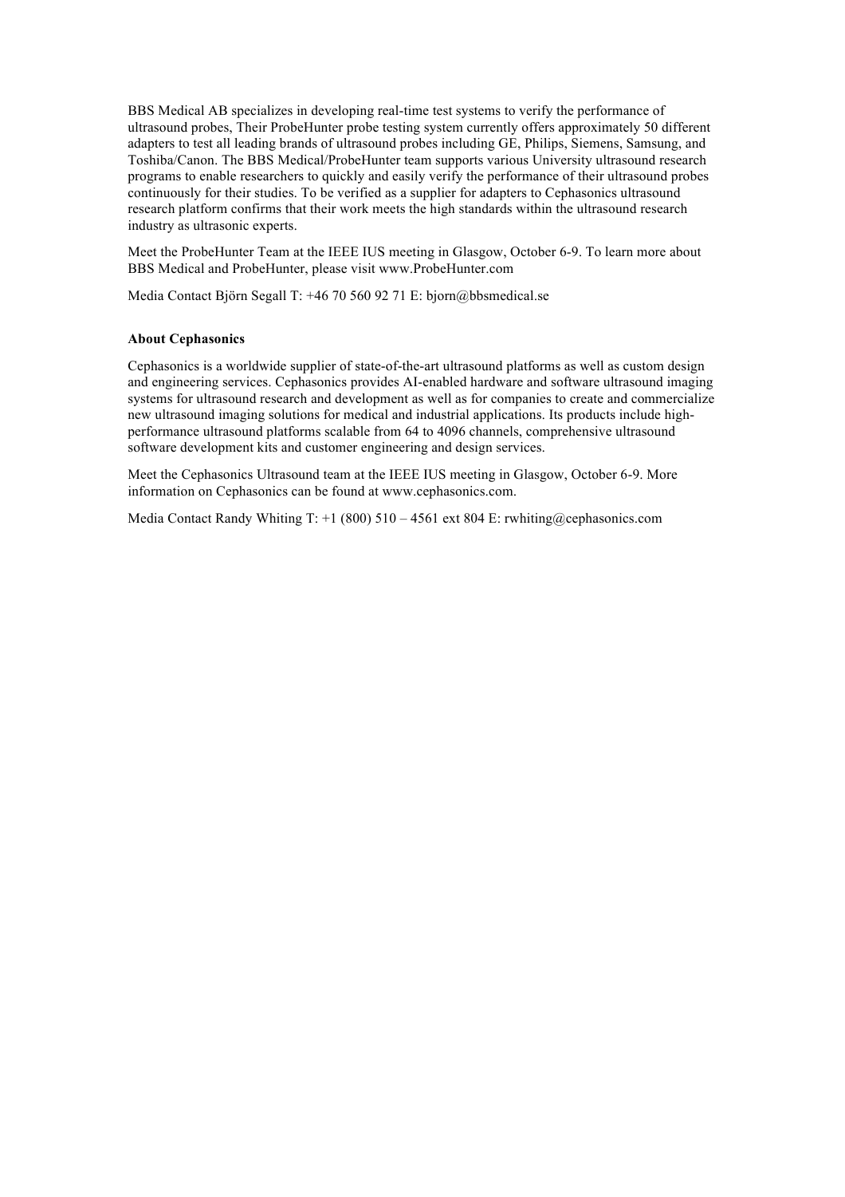BBS Medical AB specializes in developing real-time test systems to verify the performance of ultrasound probes, Their ProbeHunter probe testing system currently offers approximately 50 different adapters to test all leading brands of ultrasound probes including GE, Philips, Siemens, Samsung, and Toshiba/Canon. The BBS Medical/ProbeHunter team supports various University ultrasound research programs to enable researchers to quickly and easily verify the performance of their ultrasound probes continuously for their studies. To be verified as a supplier for adapters to Cephasonics ultrasound research platform confirms that their work meets the high standards within the ultrasound research industry as ultrasonic experts.

Meet the ProbeHunter Team at the IEEE IUS meeting in Glasgow, October 6-9. To learn more about BBS Medical and ProbeHunter, please visit www.ProbeHunter.com

Media Contact Björn Segall T: +46 70 560 92 71 E: bjorn@bbsmedical.se

**About Cephasonics**

Cephasonics is a worldwide supplier of state-of-the-art ultrasound platforms as well as custom design and engineering services. Cephasonics provides AI-enabled hardware and software ultrasound imaging systems for ultrasound research and development as well as for companies to create and commercialize new ultrasound imaging solutions for medical and industrial applications. Its products include high-performance ultrasound platforms scalable from 64 to 4096 channels, comprehensive ultrasound software development kits and customer engineering and design services.

Meet the Cephasonics Ultrasound team at the IEEE IUS meeting in Glasgow, October 6-9. More information on Cephasonics can be found at www.cephasonics.com.

Media Contact Randy Whiting T: +1 (800) 510 – 4561 ext 804 E: rwhiting@cephasonics.com